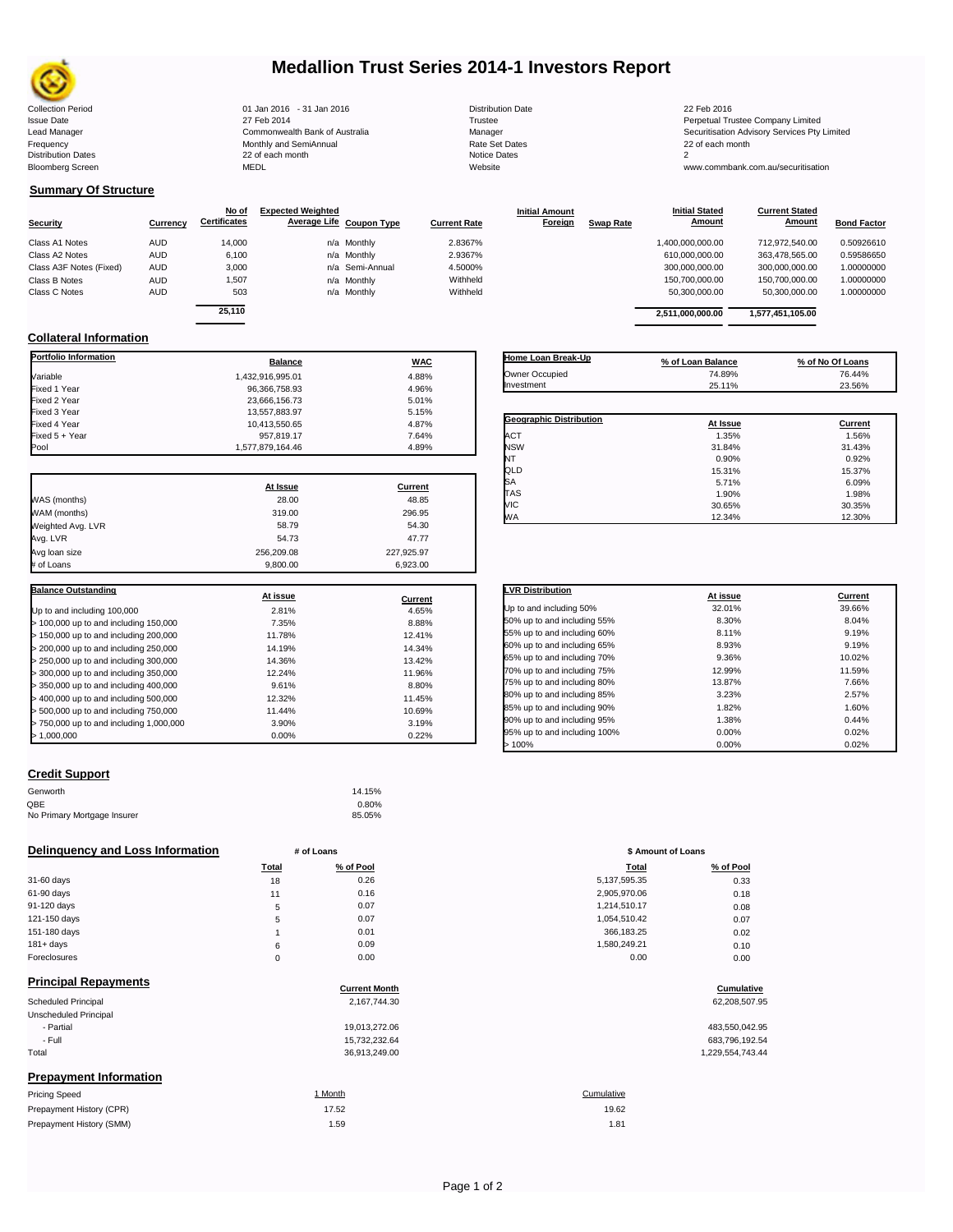# Medallion Trust Series 2014-1 Investors Report

| | | | |
|---|---|---|---|
| Collection Period | 01 Jan 2016 - 31 Jan 2016 | Distribution Date | 22 Feb 2016 |
| Issue Date | 27 Feb 2014 | Trustee | Perpetual Trustee Company Limited |
| Lead Manager | Commonwealth Bank of Australia | Manager | Securitisation Advisory Services Pty Limited |
| Frequency | Monthly and SemiAnnual | Rate Set Dates | 22 of each month |
| Distribution Dates | 22 of each month | Notice Dates | 2 |
| Bloomberg Screen | MEDL | Website | www.commbank.com.au/securitisation |

## Summary Of Structure

| Security | Currency | No of Certificates | Expected Weighted Average Life | Coupon Type | Current Rate | Initial Amount Foreign | Swap Rate | Initial Stated Amount | Current Stated Amount | Bond Factor |
|---|---|---|---|---|---|---|---|---|---|---|
| Class A1 Notes | AUD | 14,000 | n/a | Monthly | 2.8367% | | | 1,400,000,000.00 | 712,972,540.00 | 0.50926610 |
| Class A2 Notes | AUD | 6,100 | n/a | Monthly | 2.9367% | | | 610,000,000.00 | 363,478,565.00 | 0.59586650 |
| Class A3F Notes (Fixed) | AUD | 3,000 | n/a | Semi-Annual | 4.5000% | | | 300,000,000.00 | 300,000,000.00 | 1.00000000 |
| Class B Notes | AUD | 1,507 | n/a | Monthly | Withheld | | | 150,700,000.00 | 150,700,000.00 | 1.00000000 |
| Class C Notes | AUD | 503 | n/a | Monthly | Withheld | | | 50,300,000.00 | 50,300,000.00 | 1.00000000 |
| | | 25,110 | | | | | | 2,511,000,000.00 | 1,577,451,105.00 | |

## Collateral Information

| Portfolio Information | Balance | WAC |
|---|---|---|
| Variable | 1,432,916,995.01 | 4.88% |
| Fixed 1 Year | 96,366,758.93 | 4.96% |
| Fixed 2 Year | 23,666,156.73 | 5.01% |
| Fixed 3 Year | 13,557,883.97 | 5.15% |
| Fixed 4 Year | 10,413,550.65 | 4.87% |
| Fixed 5 + Year | 957,819.17 | 7.64% |
| Pool | 1,577,879,164.46 | 4.89% |

| | At Issue | Current |
|---|---|---|
| WAS (months) | 28.00 | 48.85 |
| WAM (months) | 319.00 | 296.95 |
| Weighted Avg. LVR | 58.79 | 54.30 |
| Avg. LVR | 54.73 | 47.77 |
| Avg loan size | 256,209.08 | 227,925.97 |
| # of Loans | 9,800.00 | 6,923.00 |

| Balance Outstanding | At issue | Current |
|---|---|---|
| Up to and including 100,000 | 2.81% | 4.65% |
| > 100,000 up to and including 150,000 | 7.35% | 8.88% |
| > 150,000 up to and including 200,000 | 11.78% | 12.41% |
| > 200,000 up to and including 250,000 | 14.19% | 14.34% |
| > 250,000 up to and including 300,000 | 14.36% | 13.42% |
| > 300,000 up to and including 350,000 | 12.24% | 11.96% |
| > 350,000 up to and including 400,000 | 9.61% | 8.80% |
| > 400,000 up to and including 500,000 | 12.32% | 11.45% |
| > 500,000 up to and including 750,000 | 11.44% | 10.69% |
| > 750,000 up to and including 1,000,000 | 3.90% | 3.19% |
| > 1,000,000 | 0.00% | 0.22% |

| Home Loan Break-Up | % of Loan Balance | % of No Of Loans |
|---|---|---|
| Owner Occupied | 74.89% | 76.44% |
| Investment | 25.11% | 23.56% |

| Geographic Distribution | At Issue | Current |
|---|---|---|
| ACT | 1.35% | 1.56% |
| NSW | 31.84% | 31.43% |
| NT | 0.90% | 0.92% |
| QLD | 15.31% | 15.37% |
| SA | 5.71% | 6.09% |
| TAS | 1.90% | 1.98% |
| VIC | 30.65% | 30.35% |
| WA | 12.34% | 12.30% |

| LVR Distribution | At issue | Current |
|---|---|---|
| Up to and including 50% | 32.01% | 39.66% |
| 50% up to and including 55% | 8.30% | 8.04% |
| 55% up to and including 60% | 8.11% | 9.19% |
| 60% up to and including 65% | 8.93% | 9.19% |
| 65% up to and including 70% | 9.36% | 10.02% |
| 70% up to and including 75% | 12.99% | 11.59% |
| 75% up to and including 80% | 13.87% | 7.66% |
| 80% up to and including 85% | 3.23% | 2.57% |
| 85% up to and including 90% | 1.82% | 1.60% |
| 90% up to and including 95% | 1.38% | 0.44% |
| 95% up to and including 100% | 0.00% | 0.02% |
| > 100% | 0.00% | 0.02% |

## Credit Support

| | |
|---|---|
| Genworth | 14.15% |
| QBE | 0.80% |
| No Primary Mortgage Insurer | 85.05% |

## Delinquency and Loss Information

| | # of Loans Total | # of Loans % of Pool | $ Amount of Loans Total | $ Amount of Loans % of Pool |
|---|---|---|---|---|
| 31-60 days | 18 | 0.26 | 5,137,595.35 | 0.33 |
| 61-90 days | 11 | 0.16 | 2,905,970.06 | 0.18 |
| 91-120 days | 5 | 0.07 | 1,214,510.17 | 0.08 |
| 121-150 days | 5 | 0.07 | 1,054,510.42 | 0.07 |
| 151-180 days | 1 | 0.01 | 366,183.25 | 0.02 |
| 181+ days | 6 | 0.09 | 1,580,249.21 | 0.10 |
| Foreclosures | 0 | 0.00 | 0.00 | 0.00 |

## Principal Repayments

| | Current Month | Cumulative |
|---|---|---|
| Scheduled Principal | 2,167,744.30 | 62,208,507.95 |
| Unscheduled Principal | | |
| - Partial | 19,013,272.06 | 483,550,042.95 |
| - Full | 15,732,232.64 | 683,796,192.54 |
| Total | 36,913,249.00 | 1,229,554,743.44 |

## Prepayment Information

| Pricing Speed | 1 Month | Cumulative |
|---|---|---|
| Prepayment History (CPR) | 17.52 | 19.62 |
| Prepayment History (SMM) | 1.59 | 1.81 |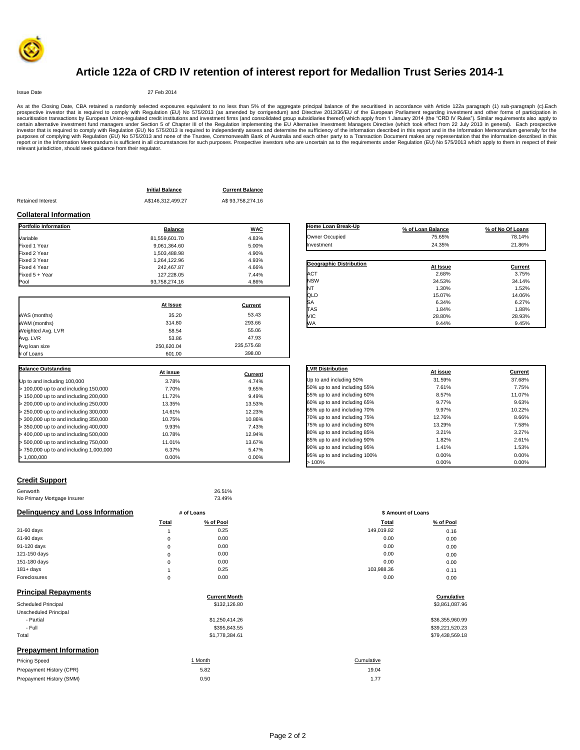# Article 122a of CRD IV retention of interest report for Medallion Trust Series 2014-1

Issue Date 27 Feb 2014

As at the Closing Date, CBA retained a randomly selected exposures equivalent to no less than 5% of the aggregate principal balance of the securitised in accordance with Article 122a paragraph (1) sub-paragraph (c).Each prospective investor that is required to comply with Regulation (EU) No 575/2013 (as amended by corrigendum) and Directive 2013/36/EU of the European Parliament regarding investment and other forms of participation in securitisation transactions by European Union-regulated credit institutions and investment firms (and consolidated group subsidiaries thereof) which apply from 1 January 2014 (the "CRD IV Rules"). Similar requirements also apply to certain alternative investment fund managers under Section 5 of Chapter III of the Regulation implementing the EU Alternative Investment Managers Directive (which took effect from 22 July 2013 in general). Each prospective investor that is required to comply with Regulation (EU) No 575/2013 is required to independently assess and determine the sufficiency of the information described in this report and in the Information Memorandum generally for the purposes of complying with Regulation (EU) No 575/2013 and none of the Trustee, Commonwealth Bank of Australia and each other party to a Transaction Document makes any representation that the information described in this report or in the Information Memorandum is sufficient in all circumstances for such purposes. Prospective investors who are uncertain as to the requirements under Regulation (EU) No 575/2013 which apply to them in respect of their relevant jurisdiction, should seek guidance from their regulator.

| | Initial Balance | Current Balance |
|---|---|---|
| Retained Interest | A$146,312,499.27 | A$ 93,758,274.16 |

## Collateral Information

| Portfolio Information | Balance | WAC |
|---|---|---|
| Variable | 81,559,601.70 | 4.83% |
| Fixed 1 Year | 9,061,364.60 | 5.00% |
| Fixed 2 Year | 1,503,488.98 | 4.90% |
| Fixed 3 Year | 1,264,122.96 | 4.93% |
| Fixed 4 Year | 242,467.87 | 4.66% |
| Fixed 5 + Year | 127,228.05 | 7.44% |
| Pool | 93,758,274.16 | 4.86% |

| | At Issue | Current |
|---|---|---|
| WAS (months) | 35.20 | 53.43 |
| WAM (months) | 314.80 | 293.66 |
| Weighted Avg. LVR | 58.54 | 55.06 |
| Avg. LVR | 53.86 | 47.93 |
| Avg loan size | 250,620.04 | 235,575.68 |
| # of Loans | 601.00 | 398.00 |

| Balance Outstanding | At issue | Current |
|---|---|---|
| Up to and including 100,000 | 3.78% | 4.74% |
| > 100,000 up to and including 150,000 | 7.70% | 9.65% |
| > 150,000 up to and including 200,000 | 11.72% | 9.49% |
| > 200,000 up to and including 250,000 | 13.35% | 13.53% |
| > 250,000 up to and including 300,000 | 14.61% | 12.23% |
| > 300,000 up to and including 350,000 | 10.75% | 10.86% |
| > 350,000 up to and including 400,000 | 9.93% | 7.43% |
| > 400,000 up to and including 500,000 | 10.78% | 12.94% |
| > 500,000 up to and including 750,000 | 11.01% | 13.67% |
| > 750,000 up to and including 1,000,000 | 6.37% | 5.47% |
| > 1,000,000 | 0.00% | 0.00% |

| Home Loan Break-Up | % of Loan Balance | % of No Of Loans |
|---|---|---|
| Owner Occupied | 75.65% | 78.14% |
| Investment | 24.35% | 21.86% |

| Geographic Distribution | At Issue | Current |
|---|---|---|
| ACT | 2.68% | 3.75% |
| NSW | 34.53% | 34.14% |
| NT | 1.30% | 1.52% |
| QLD | 15.07% | 14.06% |
| SA | 6.34% | 6.27% |
| TAS | 1.84% | 1.88% |
| VIC | 28.80% | 28.93% |
| WA | 9.44% | 9.45% |

| LVR Distribution | At issue | Current |
|---|---|---|
| Up to and including 50% | 31.59% | 37.68% |
| 50% up to and including 55% | 7.61% | 7.75% |
| 55% up to and including 60% | 8.57% | 11.07% |
| 60% up to and including 65% | 9.77% | 9.63% |
| 65% up to and including 70% | 9.97% | 10.22% |
| 70% up to and including 75% | 12.76% | 8.66% |
| 75% up to and including 80% | 13.29% | 7.58% |
| 80% up to and including 85% | 3.21% | 3.27% |
| 85% up to and including 90% | 1.82% | 2.61% |
| 90% up to and including 95% | 1.41% | 1.53% |
| 95% up to and including 100% | 0.00% | 0.00% |
| > 100% | 0.00% | 0.00% |

## Credit Support

| | |
|---|---|
| Genworth | 26.51% |
| No Primary Mortgage Insurer | 73.49% |

## Delinquency and Loss Information

| | # of Loans | | $ Amount of Loans | |
|---|---|---|---|---|
| | Total | % of Pool | Total | % of Pool |
| 31-60 days | 1 | 0.25 | 149,019.82 | 0.16 |
| 61-90 days | 0 | 0.00 | 0.00 | 0.00 |
| 91-120 days | 0 | 0.00 | 0.00 | 0.00 |
| 121-150 days | 0 | 0.00 | 0.00 | 0.00 |
| 151-180 days | 0 | 0.00 | 0.00 | 0.00 |
| 181+ days | 1 | 0.25 | 103,988.36 | 0.11 |
| Foreclosures | 0 | 0.00 | 0.00 | 0.00 |

## Principal Repayments

| | Current Month | Cumulative |
|---|---|---|
| Scheduled Principal | $132,126.80 | $3,861,087.96 |
| Unscheduled Principal | | |
| - Partial | $1,250,414.26 | $36,355,960.99 |
| - Full | $395,843.55 | $39,221,520.23 |
| Total | $1,778,384.61 | $79,438,569.18 |

## Prepayment Information

| Pricing Speed | 1 Month | Cumulative |
|---|---|---|
| Prepayment History (CPR) | 5.82 | 19.04 |
| Prepayment History (SMM) | 0.50 | 1.77 |